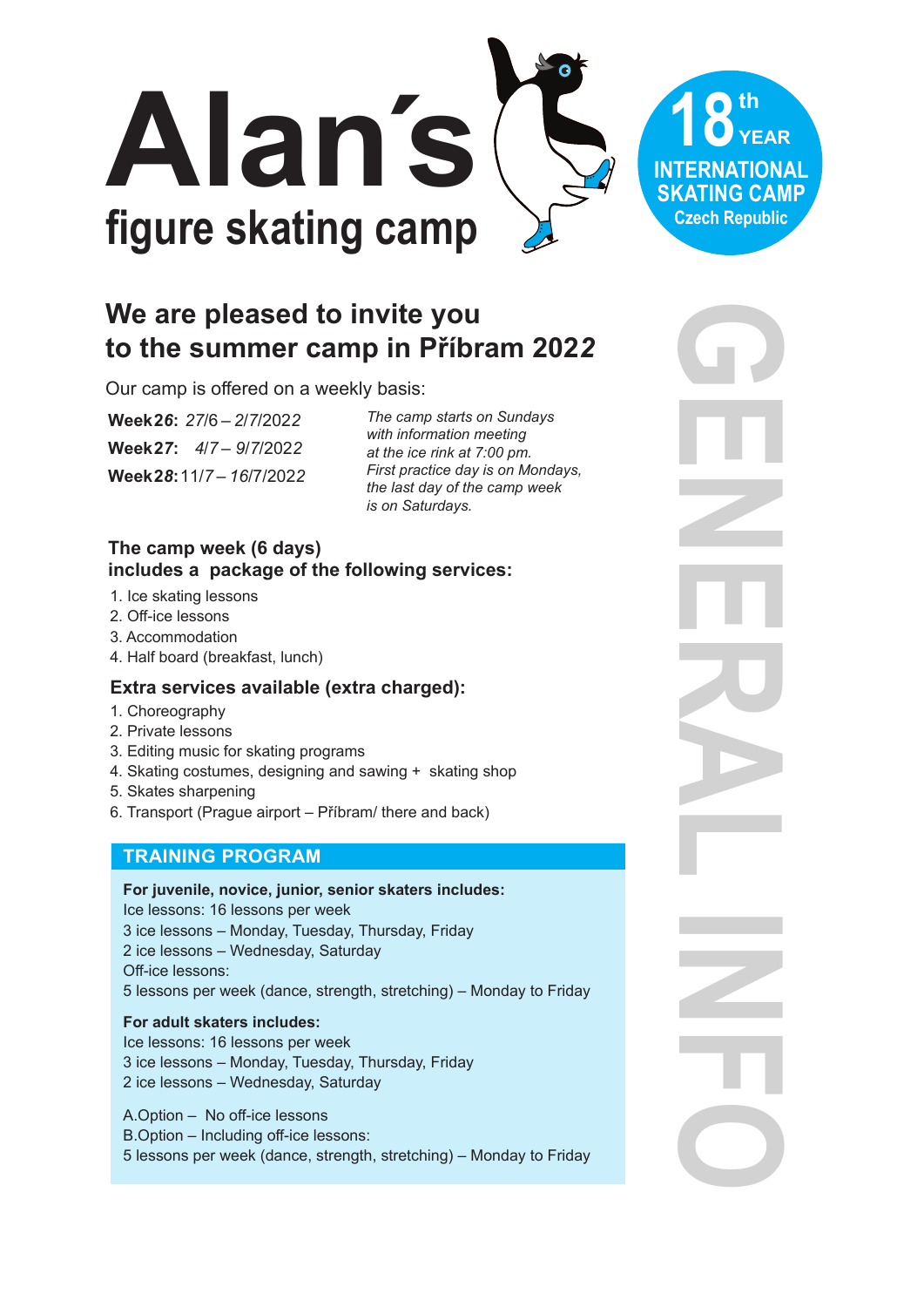# Alan´s
## figure skating camp

18th YEAR
INTERNATIONAL SKATING CAMP
Czech Republic

GENERAL INFO

## We are pleased to invite you to the summer camp in Příbram 2022

Our camp is offered on a weekly basis:

**Week 26:** *27/6 – 2/7/2022*
**Week 27:** *4/7 – 9/7/2022*
**Week 28:** 11/7 *– 16/7/2022*

*The camp starts on Sundays with information meeting at the ice rink at 7:00 pm. First practice day is on Mondays, the last day of the camp week is on Saturdays.*

### The camp week (6 days) includes a package of the following services:

1. Ice skating lessons
2. Off-ice lessons
3. Accommodation
4. Half board (breakfast, lunch)

### Extra services available (extra charged):

1. Choreography
2. Private lessons
3. Editing music for skating programs
4. Skating costumes, designing and sawing + skating shop
5. Skates sharpening
6. Transport (Prague airport – Příbram/ there and back)

## TRAINING PROGRAM

**For juvenile, novice, junior, senior skaters includes:**
Ice lessons: 16 lessons per week
3 ice lessons – Monday, Tuesday, Thursday, Friday
2 ice lessons – Wednesday, Saturday
Off-ice lessons:
5 lessons per week (dance, strength, stretching) – Monday to Friday

**For adult skaters includes:**
Ice lessons: 16 lessons per week
3 ice lessons – Monday, Tuesday, Thursday, Friday
2 ice lessons – Wednesday, Saturday

A.Option – No off-ice lessons
B.Option – Including off-ice lessons:
5 lessons per week (dance, strength, stretching) – Monday to Friday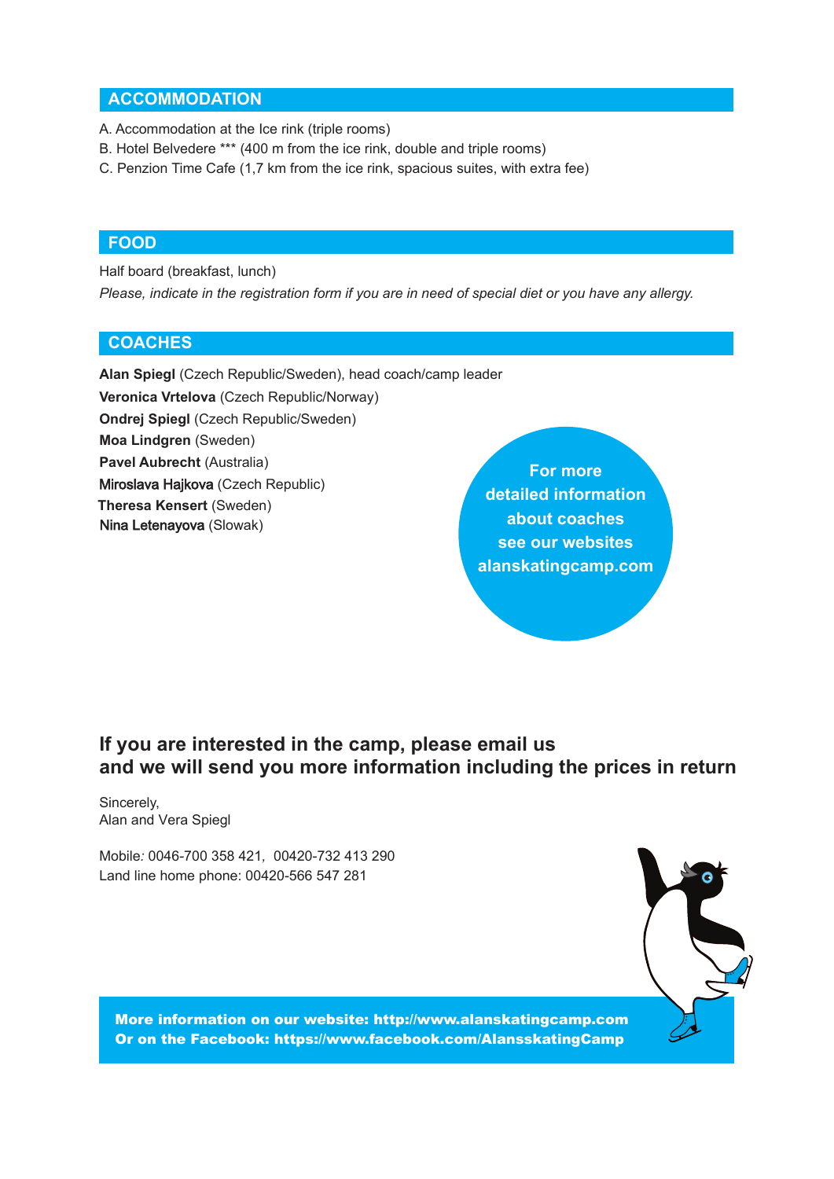## ACCOMMODATION

A. Accommodation at the Ice rink (triple rooms)
B. Hotel Belvedere *** (400 m from the ice rink, double and triple rooms)
C. Penzion Time Cafe (1,7 km from the ice rink, spacious suites, with extra fee)

## FOOD

Half board (breakfast, lunch)

*Please, indicate in the registration form if you are in need of special diet or you have any allergy.*

## COACHES

**Alan Spiegl** (Czech Republic/Sweden), head coach/camp leader
**Veronica Vrtelova** (Czech Republic/Norway)
**Ondrej Spiegl** (Czech Republic/Sweden)
**Moa Lindgren** (Sweden)
**Pavel Aubrecht** (Australia)
**Miroslava Hajkova** (Czech Republic)
**Theresa Kensert** (Sweden)
**Nina Letenayova** (Slowak)

**For more detailed information about coaches see our websites alanskatingcamp.com**

### If you are interested in the camp, please email us and we will send you more information including the prices in return

Sincerely,
Alan and Vera Spiegl

Mobile: 0046-700 358 421, 00420-732 413 290
Land line home phone: 00420-566 547 281

**More information on our website: http://www.alanskatingcamp.com**
**Or on the Facebook: https://www.facebook.com/AlansskatingCamp**